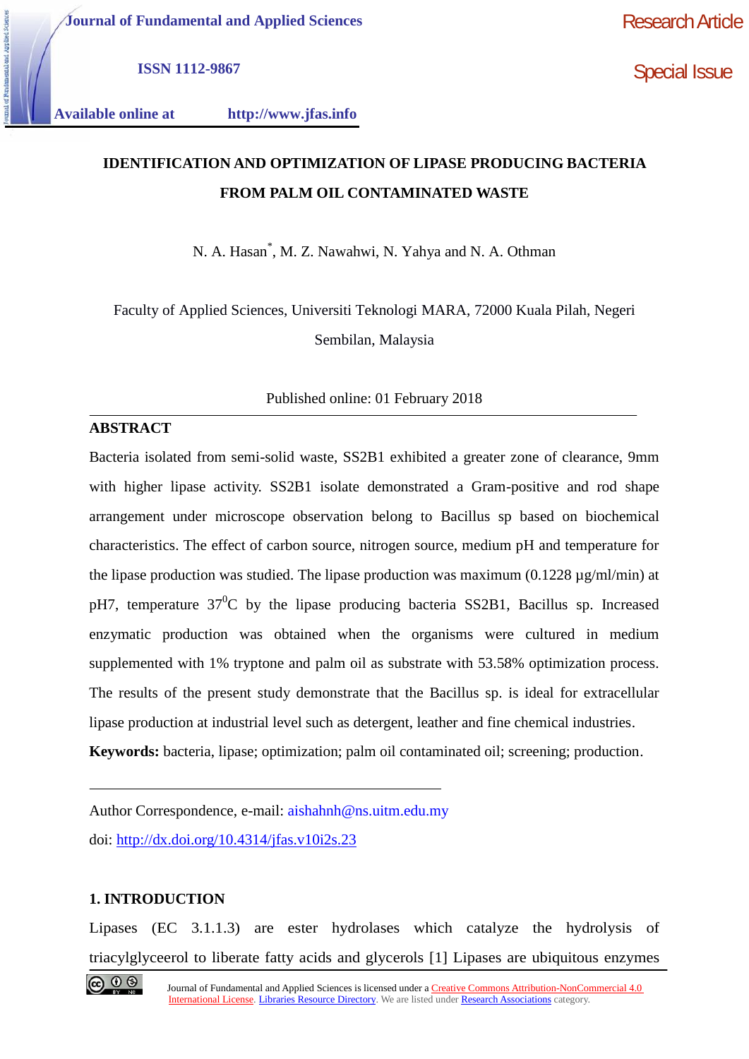Journal of Fundamental and Applied Sciences

ISSN 1112-9867

Available online at http://www.jfas.info

Research Article

Special Issue

# IDENTIFICATION AND OPTIMIZATION OF LIPASE PRODUCING BACTERIA FROM PALM OIL CONTAMINATED WASTE

N. A. Hasan*, M. Z. Nawahwi, N. Yahya and N. A. Othman

Faculty of Applied Sciences, Universiti Teknologi MARA, 72000 Kuala Pilah, Negeri Sembilan, Malaysia

Published online: 01 February 2018

## ABSTRACT

Bacteria isolated from semi-solid waste, SS2B1 exhibited a greater zone of clearance, 9mm with higher lipase activity. SS2B1 isolate demonstrated a Gram-positive and rod shape arrangement under microscope observation belong to Bacillus sp based on biochemical characteristics. The effect of carbon source, nitrogen source, medium pH and temperature for the lipase production was studied. The lipase production was maximum (0.1228 µg/ml/min) at pH7, temperature 37$^{0}$C by the lipase producing bacteria SS2B1, Bacillus sp. Increased enzymatic production was obtained when the organisms were cultured in medium supplemented with 1% tryptone and palm oil as substrate with 53.58% optimization process. The results of the present study demonstrate that the Bacillus sp. is ideal for extracellular lipase production at industrial level such as detergent, leather and fine chemical industries.

**Keywords:** bacteria, lipase; optimization; palm oil contaminated oil; screening; production.

Author Correspondence, e-mail: aishahnh@ns.uitm.edu.my

doi: http://dx.doi.org/10.4314/jfas.v10i2s.23

## 1. INTRODUCTION

Lipases (EC 3.1.1.3) are ester hydrolases which catalyze the hydrolysis of triacylglyceerol to liberate fatty acids and glycerols [1] Lipases are ubiquitous enzymes

Journal of Fundamental and Applied Sciences is licensed under a Creative Commons Attribution-NonCommercial 4.0 International License. Libraries Resource Directory. We are listed under Research Associations category.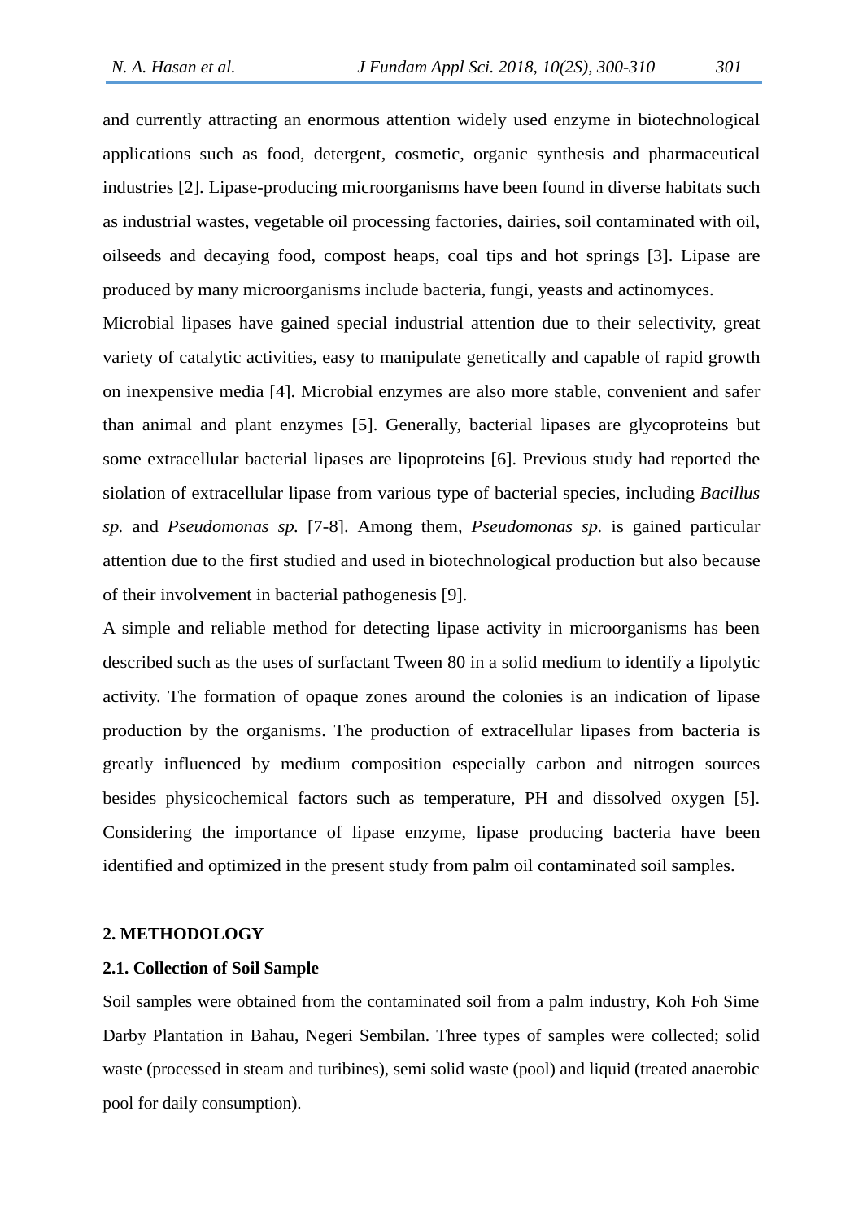and currently attracting an enormous attention widely used enzyme in biotechnological applications such as food, detergent, cosmetic, organic synthesis and pharmaceutical industries [2]. Lipase-producing microorganisms have been found in diverse habitats such as industrial wastes, vegetable oil processing factories, dairies, soil contaminated with oil, oilseeds and decaying food, compost heaps, coal tips and hot springs [3]. Lipase are produced by many microorganisms include bacteria, fungi, yeasts and actinomyces.

Microbial lipases have gained special industrial attention due to their selectivity, great variety of catalytic activities, easy to manipulate genetically and capable of rapid growth on inexpensive media [4]. Microbial enzymes are also more stable, convenient and safer than animal and plant enzymes [5]. Generally, bacterial lipases are glycoproteins but some extracellular bacterial lipases are lipoproteins [6]. Previous study had reported the siolation of extracellular lipase from various type of bacterial species, including *Bacillus sp.* and *Pseudomonas sp.* [7-8]. Among them, *Pseudomonas sp.* is gained particular attention due to the first studied and used in biotechnological production but also because of their involvement in bacterial pathogenesis [9].

A simple and reliable method for detecting lipase activity in microorganisms has been described such as the uses of surfactant Tween 80 in a solid medium to identify a lipolytic activity. The formation of opaque zones around the colonies is an indication of lipase production by the organisms. The production of extracellular lipases from bacteria is greatly influenced by medium composition especially carbon and nitrogen sources besides physicochemical factors such as temperature, PH and dissolved oxygen [5]. Considering the importance of lipase enzyme, lipase producing bacteria have been identified and optimized in the present study from palm oil contaminated soil samples.

## 2. METHODOLOGY

### 2.1. Collection of Soil Sample

Soil samples were obtained from the contaminated soil from a palm industry, Koh Foh Sime Darby Plantation in Bahau, Negeri Sembilan. Three types of samples were collected; solid waste (processed in steam and turibines), semi solid waste (pool) and liquid (treated anaerobic pool for daily consumption).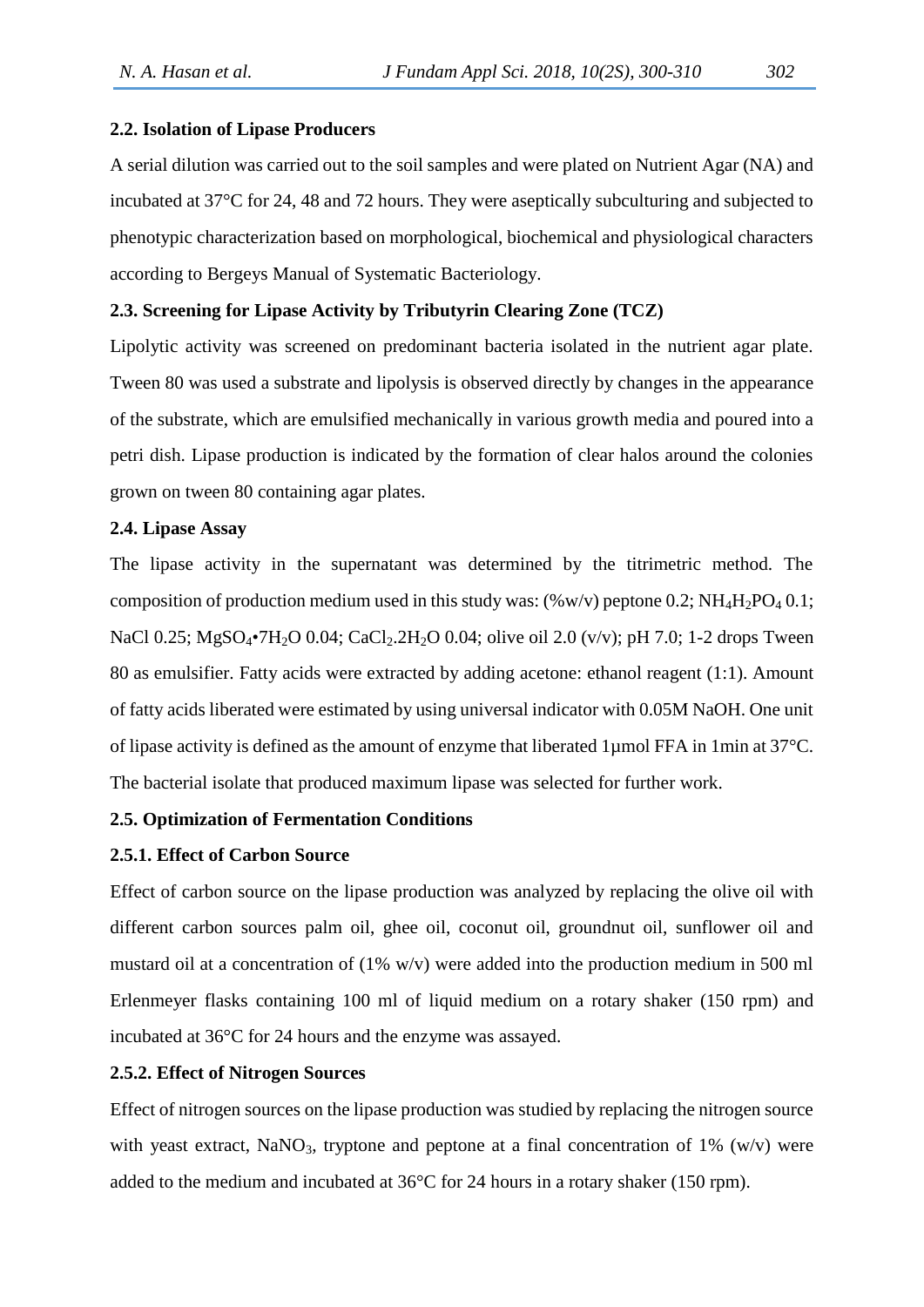### 2.2. Isolation of Lipase Producers

A serial dilution was carried out to the soil samples and were plated on Nutrient Agar (NA) and incubated at 37°C for 24, 48 and 72 hours. They were aseptically subculturing and subjected to phenotypic characterization based on morphological, biochemical and physiological characters according to Bergeys Manual of Systematic Bacteriology.

### 2.3. Screening for Lipase Activity by Tributyrin Clearing Zone (TCZ)

Lipolytic activity was screened on predominant bacteria isolated in the nutrient agar plate. Tween 80 was used a substrate and lipolysis is observed directly by changes in the appearance of the substrate, which are emulsified mechanically in various growth media and poured into a petri dish. Lipase production is indicated by the formation of clear halos around the colonies grown on tween 80 containing agar plates.

### 2.4. Lipase Assay

The lipase activity in the supernatant was determined by the titrimetric method. The composition of production medium used in this study was: (%w/v) peptone 0.2; $NH_4H_2PO_4$ 0.1; NaCl 0.25; $MgSO_4 \cdot 7H_2O$ 0.04; $CaCl_2.2H_2O$ 0.04; olive oil 2.0 (v/v); pH 7.0; 1-2 drops Tween 80 as emulsifier. Fatty acids were extracted by adding acetone: ethanol reagent (1:1). Amount of fatty acids liberated were estimated by using universal indicator with 0.05M NaOH. One unit of lipase activity is defined as the amount of enzyme that liberated 1µmol FFA in 1min at 37°C. The bacterial isolate that produced maximum lipase was selected for further work.

### 2.5. Optimization of Fermentation Conditions

#### 2.5.1. Effect of Carbon Source

Effect of carbon source on the lipase production was analyzed by replacing the olive oil with different carbon sources palm oil, ghee oil, coconut oil, groundnut oil, sunflower oil and mustard oil at a concentration of (1% w/v) were added into the production medium in 500 ml Erlenmeyer flasks containing 100 ml of liquid medium on a rotary shaker (150 rpm) and incubated at 36°C for 24 hours and the enzyme was assayed.

#### 2.5.2. Effect of Nitrogen Sources

Effect of nitrogen sources on the lipase production was studied by replacing the nitrogen source with yeast extract, $NaNO_3$, tryptone and peptone at a final concentration of 1% (w/v) were added to the medium and incubated at 36°C for 24 hours in a rotary shaker (150 rpm).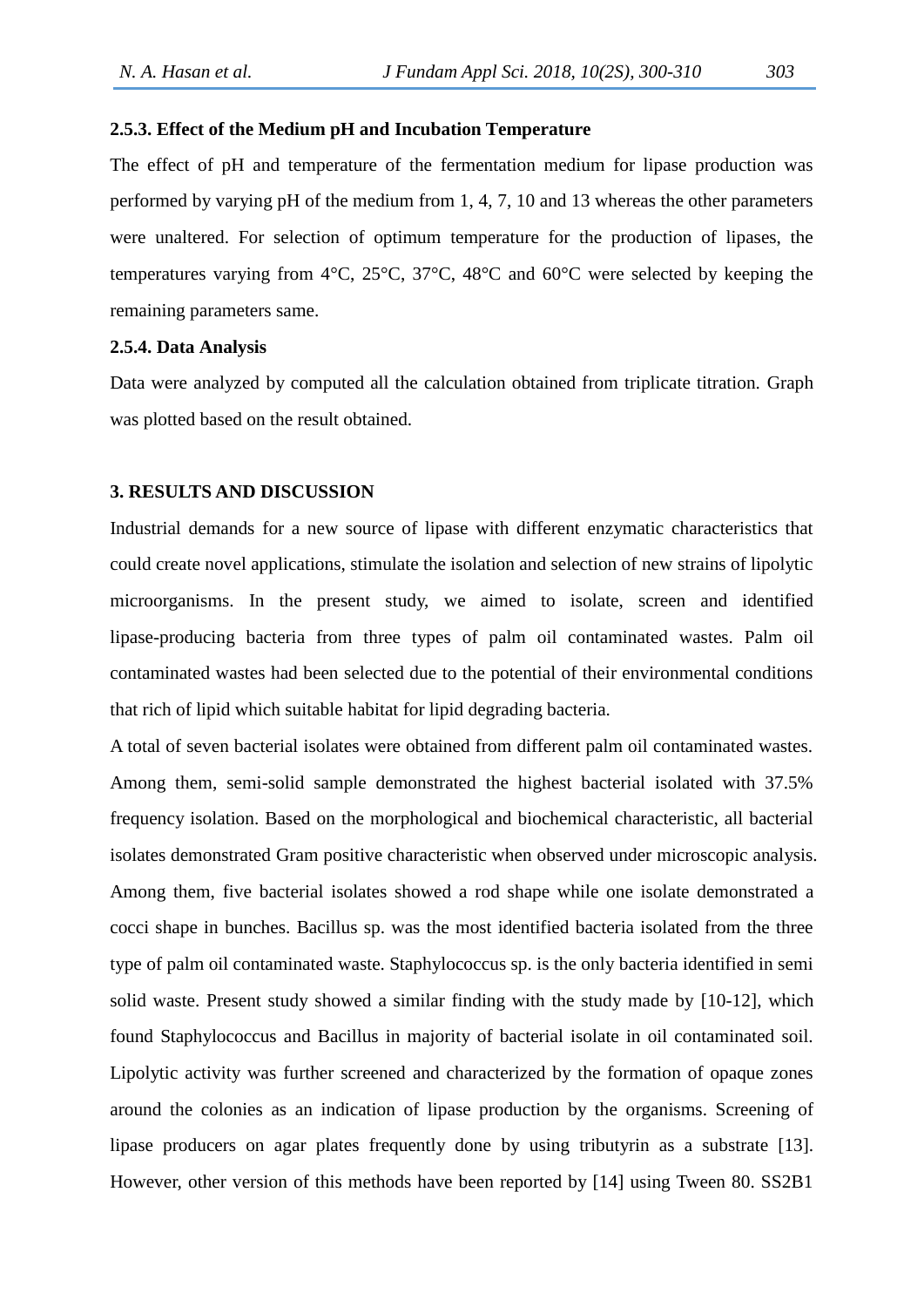#### 2.5.3. Effect of the Medium pH and Incubation Temperature

The effect of pH and temperature of the fermentation medium for lipase production was performed by varying pH of the medium from 1, 4, 7, 10 and 13 whereas the other parameters were unaltered. For selection of optimum temperature for the production of lipases, the temperatures varying from 4°C, 25°C, 37°C, 48°C and 60°C were selected by keeping the remaining parameters same.

#### 2.5.4. Data Analysis

Data were analyzed by computed all the calculation obtained from triplicate titration. Graph was plotted based on the result obtained.

## 3. RESULTS AND DISCUSSION

Industrial demands for a new source of lipase with different enzymatic characteristics that could create novel applications, stimulate the isolation and selection of new strains of lipolytic microorganisms. In the present study, we aimed to isolate, screen and identified lipase-producing bacteria from three types of palm oil contaminated wastes. Palm oil contaminated wastes had been selected due to the potential of their environmental conditions that rich of lipid which suitable habitat for lipid degrading bacteria.

A total of seven bacterial isolates were obtained from different palm oil contaminated wastes. Among them, semi-solid sample demonstrated the highest bacterial isolated with 37.5% frequency isolation. Based on the morphological and biochemical characteristic, all bacterial isolates demonstrated Gram positive characteristic when observed under microscopic analysis. Among them, five bacterial isolates showed a rod shape while one isolate demonstrated a cocci shape in bunches. Bacillus sp. was the most identified bacteria isolated from the three type of palm oil contaminated waste. Staphylococcus sp. is the only bacteria identified in semi solid waste. Present study showed a similar finding with the study made by [10-12], which found Staphylococcus and Bacillus in majority of bacterial isolate in oil contaminated soil. Lipolytic activity was further screened and characterized by the formation of opaque zones around the colonies as an indication of lipase production by the organisms. Screening of lipase producers on agar plates frequently done by using tributyrin as a substrate [13]. However, other version of this methods have been reported by [14] using Tween 80. SS2B1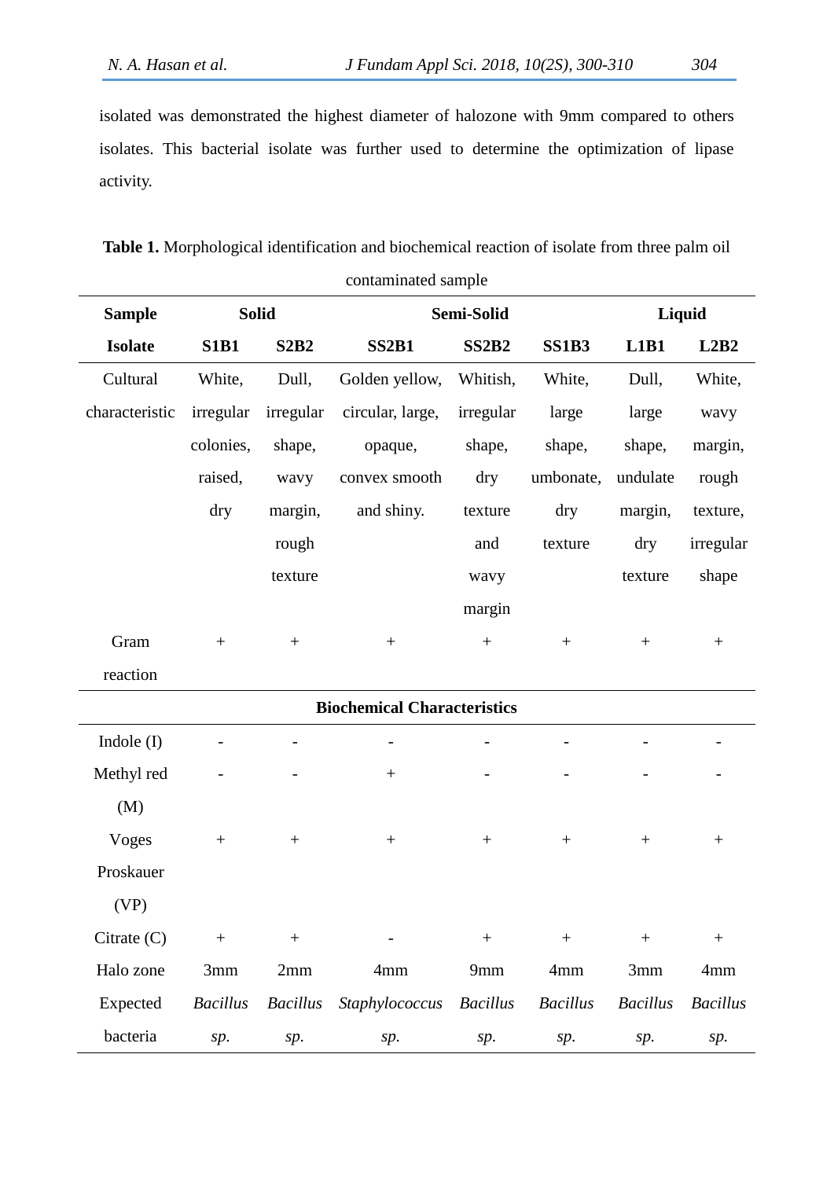isolated was demonstrated the highest diameter of halozone with 9mm compared to others isolates. This bacterial isolate was further used to determine the optimization of lipase activity.

**Table 1.** Morphological identification and biochemical reaction of isolate from three palm oil contaminated sample

| **Sample** | **Solid** | | **Semi-Solid** | | | **Liquid** | |
|---|---|---|---|---|---|---|---|
| **Isolate** | **S1B1** | **S2B2** | **SS2B1** | **SS2B2** | **SS1B3** | **L1B1** | **L2B2** |
| Cultural characteristic | White, irregular colonies, raised, dry | Dull, irregular shape, wavy margin, rough texture | Golden yellow, circular, large, opaque, convex smooth and shiny. | Whitish, irregular shape, dry texture and wavy margin | White, large shape, umbonate, dry texture | Dull, large shape, undulate margin, dry texture | White, wavy margin, rough texture, irregular shape |
| Gram reaction | + | + | + | + | + | + | + |
| **Biochemical Characteristics** | | | | | | | |
| Indole (I) | - | - | - | - | - | - | - |
| Methyl red (M) | - | - | + | - | - | - | - |
| Voges Proskauer (VP) | + | + | + | + | + | + | + |
| Citrate (C) | + | + | - | + | + | + | + |
| Halo zone | 3mm | 2mm | 4mm | 9mm | 4mm | 3mm | 4mm |
| Expected bacteria | *Bacillus sp.* | *Bacillus sp.* | *Staphylococcus sp.* | *Bacillus sp.* | *Bacillus sp.* | *Bacillus sp.* | *Bacillus sp.* |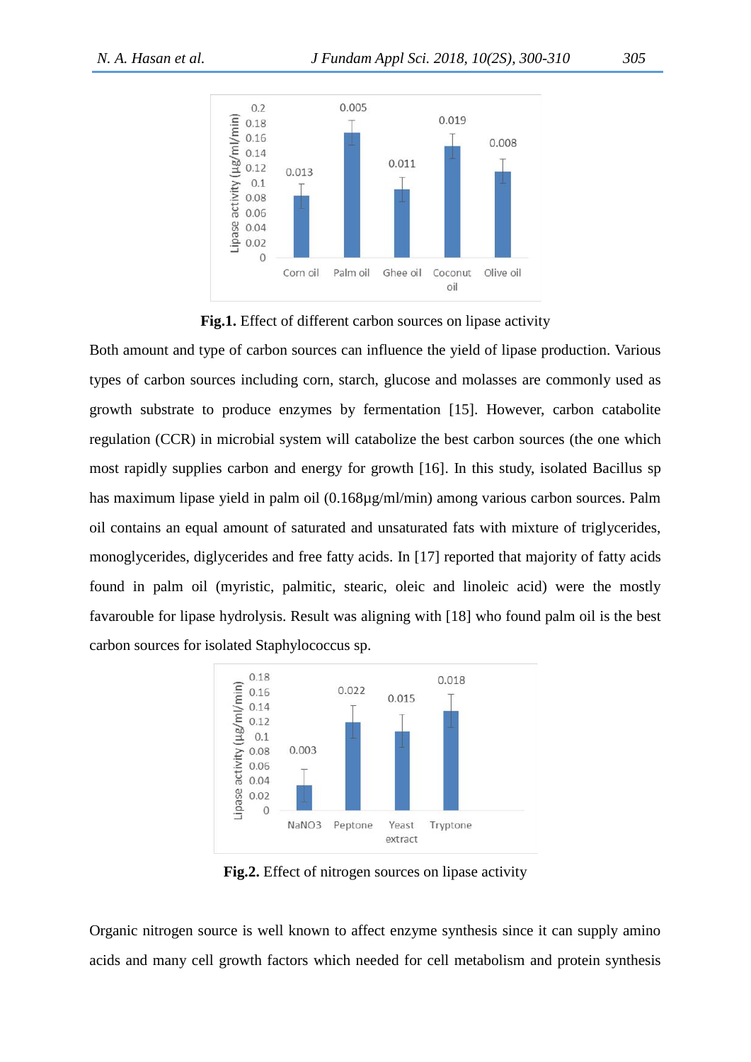**Fig.1.** Effect of different carbon sources on lipase activity

Both amount and type of carbon sources can influence the yield of lipase production. Various types of carbon sources including corn, starch, glucose and molasses are commonly used as growth substrate to produce enzymes by fermentation [15]. However, carbon catabolite regulation (CCR) in microbial system will catabolize the best carbon sources (the one which most rapidly supplies carbon and energy for growth [16]. In this study, isolated Bacillus sp has maximum lipase yield in palm oil (0.168µg/ml/min) among various carbon sources. Palm oil contains an equal amount of saturated and unsaturated fats with mixture of triglycerides, monoglycerides, diglycerides and free fatty acids. In [17] reported that majority of fatty acids found in palm oil (myristic, palmitic, stearic, oleic and linoleic acid) were the mostly favarouble for lipase hydrolysis. Result was aligning with [18] who found palm oil is the best carbon sources for isolated Staphylococcus sp.

**Fig.2.** Effect of nitrogen sources on lipase activity

Organic nitrogen source is well known to affect enzyme synthesis since it can supply amino acids and many cell growth factors which needed for cell metabolism and protein synthesis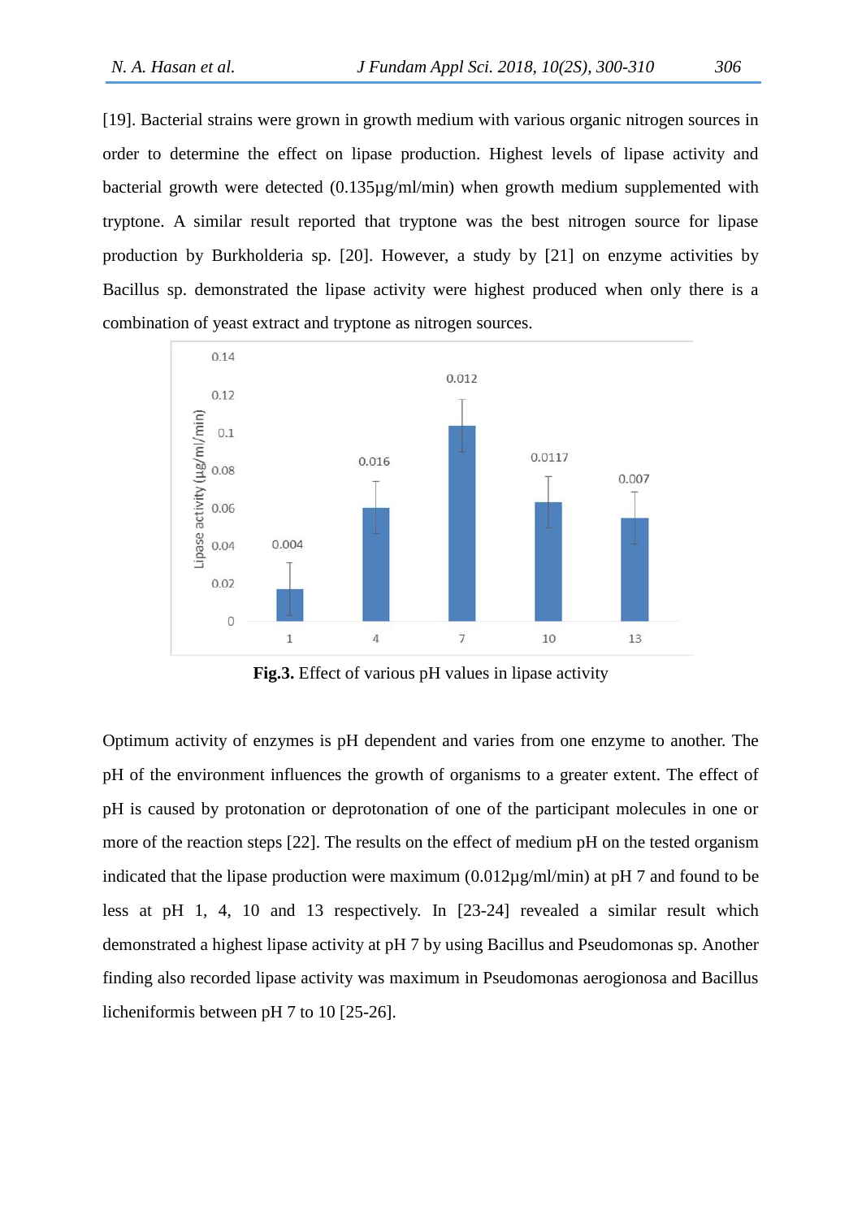[19]. Bacterial strains were grown in growth medium with various organic nitrogen sources in order to determine the effect on lipase production. Highest levels of lipase activity and bacterial growth were detected (0.135µg/ml/min) when growth medium supplemented with tryptone. A similar result reported that tryptone was the best nitrogen source for lipase production by Burkholderia sp. [20]. However, a study by [21] on enzyme activities by Bacillus sp. demonstrated the lipase activity were highest produced when only there is a combination of yeast extract and tryptone as nitrogen sources.

**Fig.3.** Effect of various pH values in lipase activity

Optimum activity of enzymes is pH dependent and varies from one enzyme to another. The pH of the environment influences the growth of organisms to a greater extent. The effect of pH is caused by protonation or deprotonation of one of the participant molecules in one or more of the reaction steps [22]. The results on the effect of medium pH on the tested organism indicated that the lipase production were maximum (0.012µg/ml/min) at pH 7 and found to be less at pH 1, 4, 10 and 13 respectively. In [23-24] revealed a similar result which demonstrated a highest lipase activity at pH 7 by using Bacillus and Pseudomonas sp. Another finding also recorded lipase activity was maximum in Pseudomonas aerogionosa and Bacillus licheniformis between pH 7 to 10 [25-26].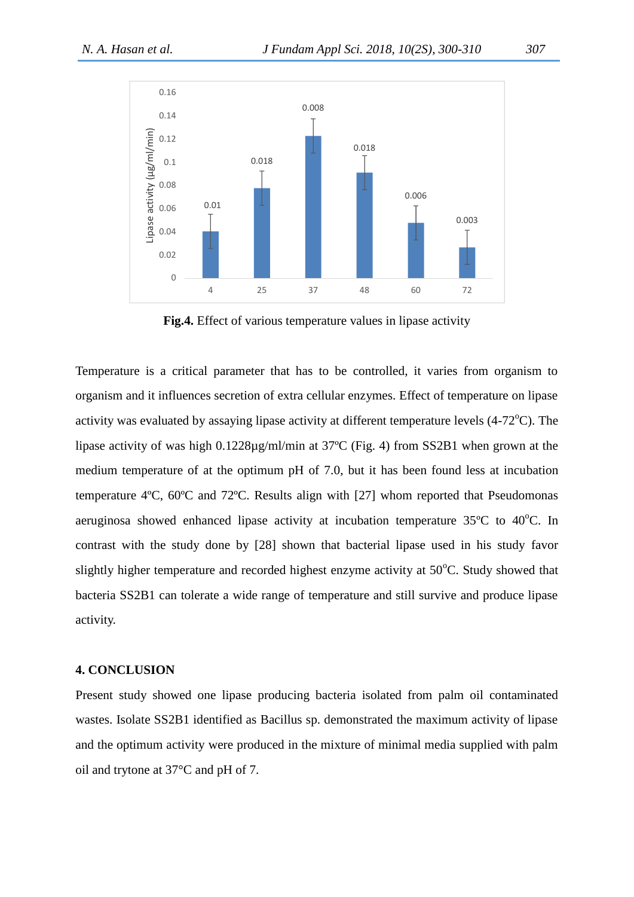Fig.4. Effect of various temperature values in lipase activity

Temperature is a critical parameter that has to be controlled, it varies from organism to organism and it influences secretion of extra cellular enzymes. Effect of temperature on lipase activity was evaluated by assaying lipase activity at different temperature levels (4-72$^{o}$C). The lipase activity of was high 0.1228µg/ml/min at 37ºC (Fig. 4) from SS2B1 when grown at the medium temperature of at the optimum pH of 7.0, but it has been found less at incubation temperature 4ºC, 60ºC and 72ºC. Results align with [27] whom reported that Pseudomonas aeruginosa showed enhanced lipase activity at incubation temperature 35ºC to 40$^{o}$C. In contrast with the study done by [28] shown that bacterial lipase used in his study favor slightly higher temperature and recorded highest enzyme activity at 50$^{o}$C. Study showed that bacteria SS2B1 can tolerate a wide range of temperature and still survive and produce lipase activity.

## 4. CONCLUSION

Present study showed one lipase producing bacteria isolated from palm oil contaminated wastes. Isolate SS2B1 identified as Bacillus sp. demonstrated the maximum activity of lipase and the optimum activity were produced in the mixture of minimal media supplied with palm oil and trytone at 37°C and pH of 7.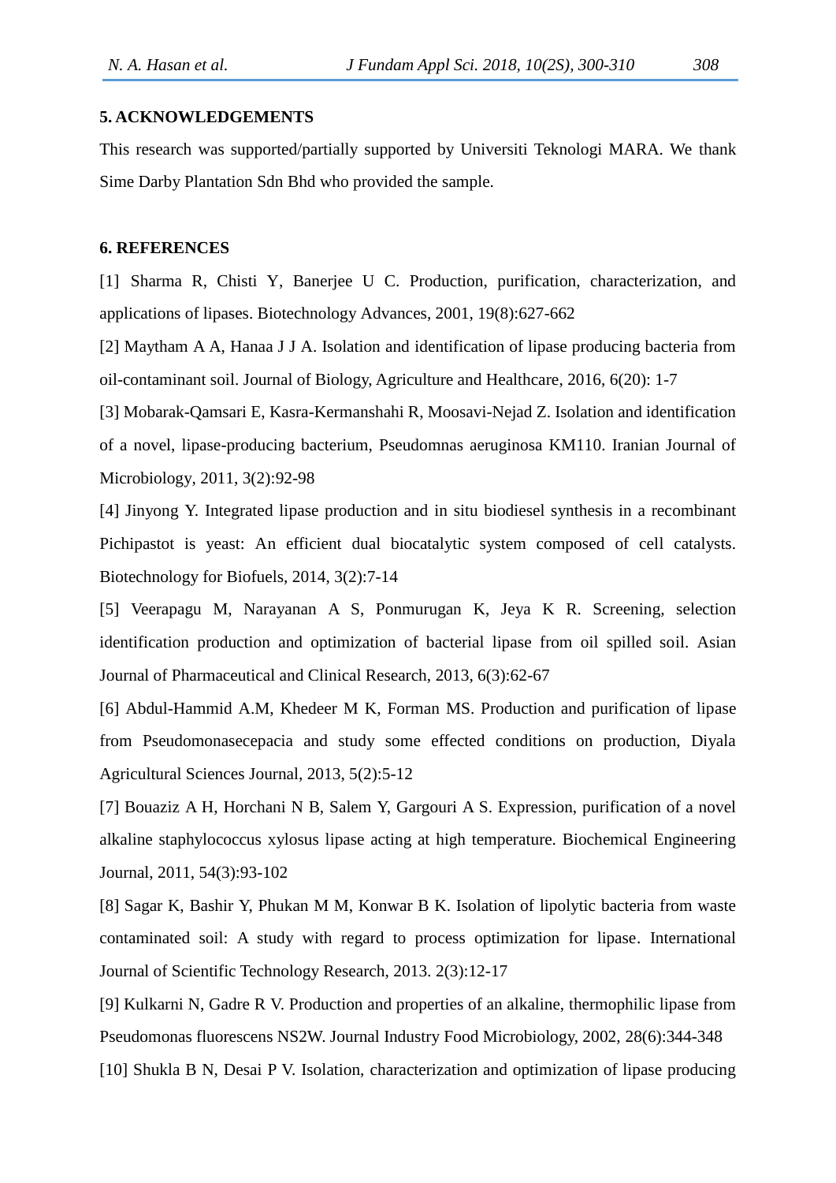## 5. ACKNOWLEDGEMENTS

This research was supported/partially supported by Universiti Teknologi MARA. We thank Sime Darby Plantation Sdn Bhd who provided the sample.

## 6. REFERENCES

[1] Sharma R, Chisti Y, Banerjee U C. Production, purification, characterization, and applications of lipases. Biotechnology Advances, 2001, 19(8):627-662

[2] Maytham A A, Hanaa J J A. Isolation and identification of lipase producing bacteria from oil-contaminant soil. Journal of Biology, Agriculture and Healthcare, 2016, 6(20): 1-7

[3] Mobarak-Qamsari E, Kasra-Kermanshahi R, Moosavi-Nejad Z. Isolation and identification of a novel, lipase-producing bacterium, Pseudomnas aeruginosa KM110. Iranian Journal of Microbiology, 2011, 3(2):92-98

[4] Jinyong Y. Integrated lipase production and in situ biodiesel synthesis in a recombinant Pichipastot is yeast: An efficient dual biocatalytic system composed of cell catalysts. Biotechnology for Biofuels, 2014, 3(2):7-14

[5] Veerapagu M, Narayanan A S, Ponmurugan K, Jeya K R. Screening, selection identification production and optimization of bacterial lipase from oil spilled soil. Asian Journal of Pharmaceutical and Clinical Research, 2013, 6(3):62-67

[6] Abdul-Hammid A.M, Khedeer M K, Forman MS. Production and purification of lipase from Pseudomonasecepacia and study some effected conditions on production, Diyala Agricultural Sciences Journal, 2013, 5(2):5-12

[7] Bouaziz A H, Horchani N B, Salem Y, Gargouri A S. Expression, purification of a novel alkaline staphylococcus xylosus lipase acting at high temperature. Biochemical Engineering Journal, 2011, 54(3):93-102

[8] Sagar K, Bashir Y, Phukan M M, Konwar B K. Isolation of lipolytic bacteria from waste contaminated soil: A study with regard to process optimization for lipase. International Journal of Scientific Technology Research, 2013. 2(3):12-17

[9] Kulkarni N, Gadre R V. Production and properties of an alkaline, thermophilic lipase from Pseudomonas fluorescens NS2W. Journal Industry Food Microbiology, 2002, 28(6):344-348

[10] Shukla B N, Desai P V. Isolation, characterization and optimization of lipase producing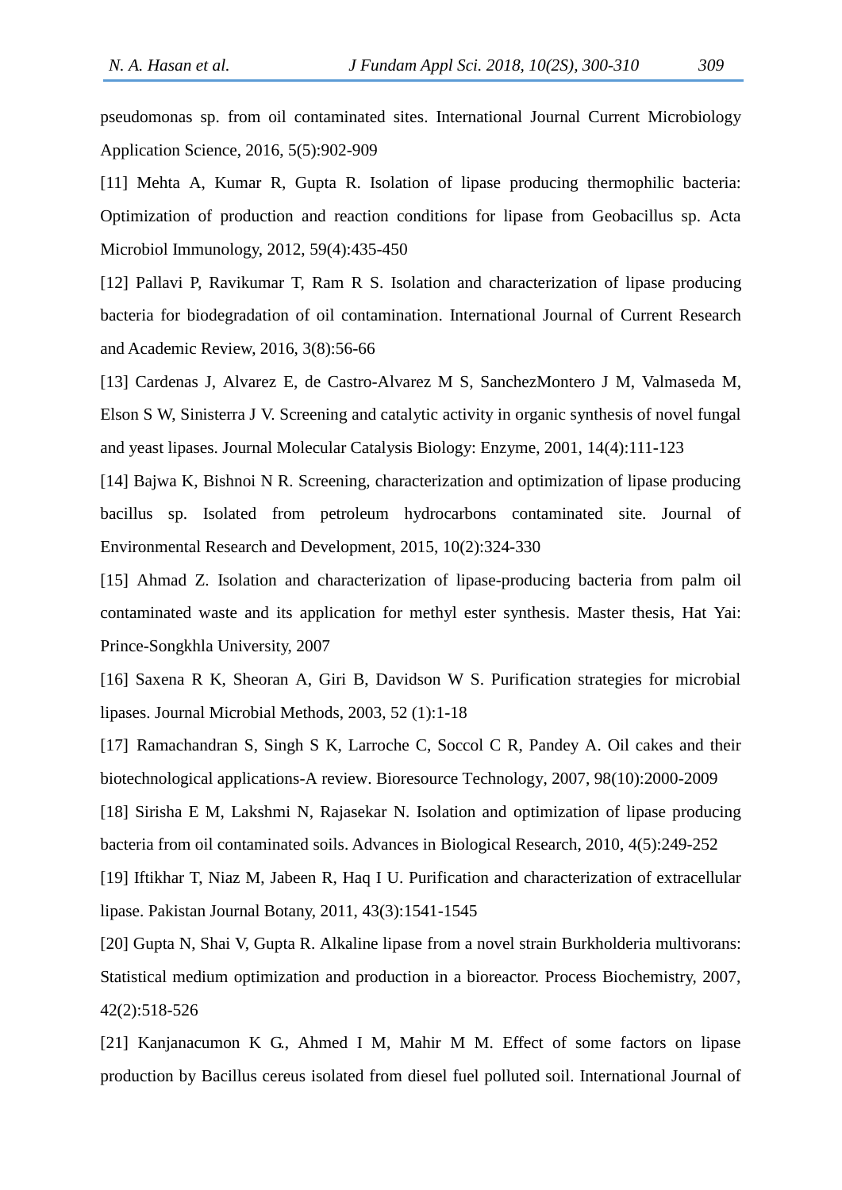pseudomonas sp. from oil contaminated sites. International Journal Current Microbiology Application Science, 2016, 5(5):902-909

[11] Mehta A, Kumar R, Gupta R. Isolation of lipase producing thermophilic bacteria: Optimization of production and reaction conditions for lipase from Geobacillus sp. Acta Microbiol Immunology, 2012, 59(4):435-450

[12] Pallavi P, Ravikumar T, Ram R S. Isolation and characterization of lipase producing bacteria for biodegradation of oil contamination. International Journal of Current Research and Academic Review, 2016, 3(8):56-66

[13] Cardenas J, Alvarez E, de Castro-Alvarez M S, SanchezMontero J M, Valmaseda M, Elson S W, Sinisterra J V. Screening and catalytic activity in organic synthesis of novel fungal and yeast lipases. Journal Molecular Catalysis Biology: Enzyme, 2001, 14(4):111-123

[14] Bajwa K, Bishnoi N R. Screening, characterization and optimization of lipase producing bacillus sp. Isolated from petroleum hydrocarbons contaminated site. Journal of Environmental Research and Development, 2015, 10(2):324-330

[15] Ahmad Z. Isolation and characterization of lipase-producing bacteria from palm oil contaminated waste and its application for methyl ester synthesis. Master thesis, Hat Yai: Prince-Songkhla University, 2007

[16] Saxena R K, Sheoran A, Giri B, Davidson W S. Purification strategies for microbial lipases. Journal Microbial Methods, 2003, 52 (1):1-18

[17] Ramachandran S, Singh S K, Larroche C, Soccol C R, Pandey A. Oil cakes and their biotechnological applications-A review. Bioresource Technology, 2007, 98(10):2000-2009

[18] Sirisha E M, Lakshmi N, Rajasekar N. Isolation and optimization of lipase producing bacteria from oil contaminated soils. Advances in Biological Research, 2010, 4(5):249-252

[19] Iftikhar T, Niaz M, Jabeen R, Haq I U. Purification and characterization of extracellular lipase. Pakistan Journal Botany, 2011, 43(3):1541-1545

[20] Gupta N, Shai V, Gupta R. Alkaline lipase from a novel strain Burkholderia multivorans: Statistical medium optimization and production in a bioreactor. Process Biochemistry, 2007, 42(2):518-526

[21] Kanjanacumon K G., Ahmed I M, Mahir M M. Effect of some factors on lipase production by Bacillus cereus isolated from diesel fuel polluted soil. International Journal of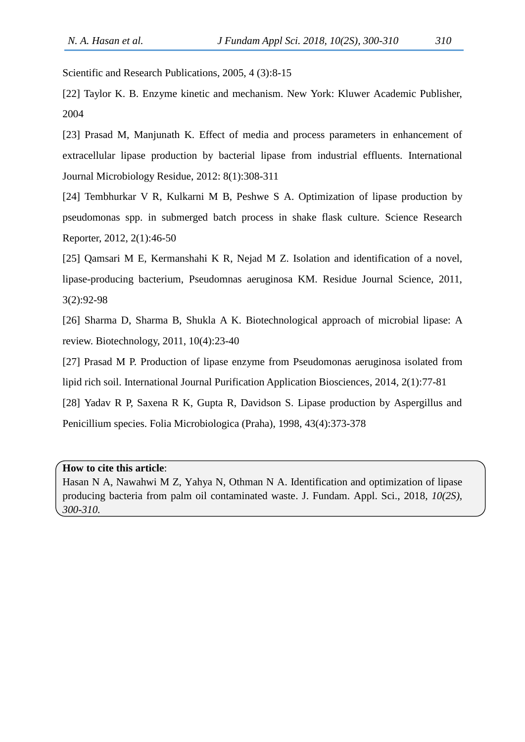Scientific and Research Publications, 2005, 4 (3):8-15

[22] Taylor K. B. Enzyme kinetic and mechanism. New York: Kluwer Academic Publisher, 2004

[23] Prasad M, Manjunath K. Effect of media and process parameters in enhancement of extracellular lipase production by bacterial lipase from industrial effluents. International Journal Microbiology Residue, 2012: 8(1):308-311

[24] Tembhurkar V R, Kulkarni M B, Peshwe S A. Optimization of lipase production by pseudomonas spp. in submerged batch process in shake flask culture. Science Research Reporter, 2012, 2(1):46-50

[25] Qamsari M E, Kermanshahi K R, Nejad M Z. Isolation and identification of a novel, lipase-producing bacterium, Pseudomnas aeruginosa KM. Residue Journal Science, 2011, 3(2):92-98

[26] Sharma D, Sharma B, Shukla A K. Biotechnological approach of microbial lipase: A review. Biotechnology, 2011, 10(4):23-40

[27] Prasad M P. Production of lipase enzyme from Pseudomonas aeruginosa isolated from lipid rich soil. International Journal Purification Application Biosciences, 2014, 2(1):77-81

[28] Yadav R P, Saxena R K, Gupta R, Davidson S. Lipase production by Aspergillus and Penicillium species. Folia Microbiologica (Praha), 1998, 43(4):373-378

**How to cite this article**:
Hasan N A, Nawahwi M Z, Yahya N, Othman N A. Identification and optimization of lipase producing bacteria from palm oil contaminated waste. J. Fundam. Appl. Sci., 2018, *10(2S), 300-310.*